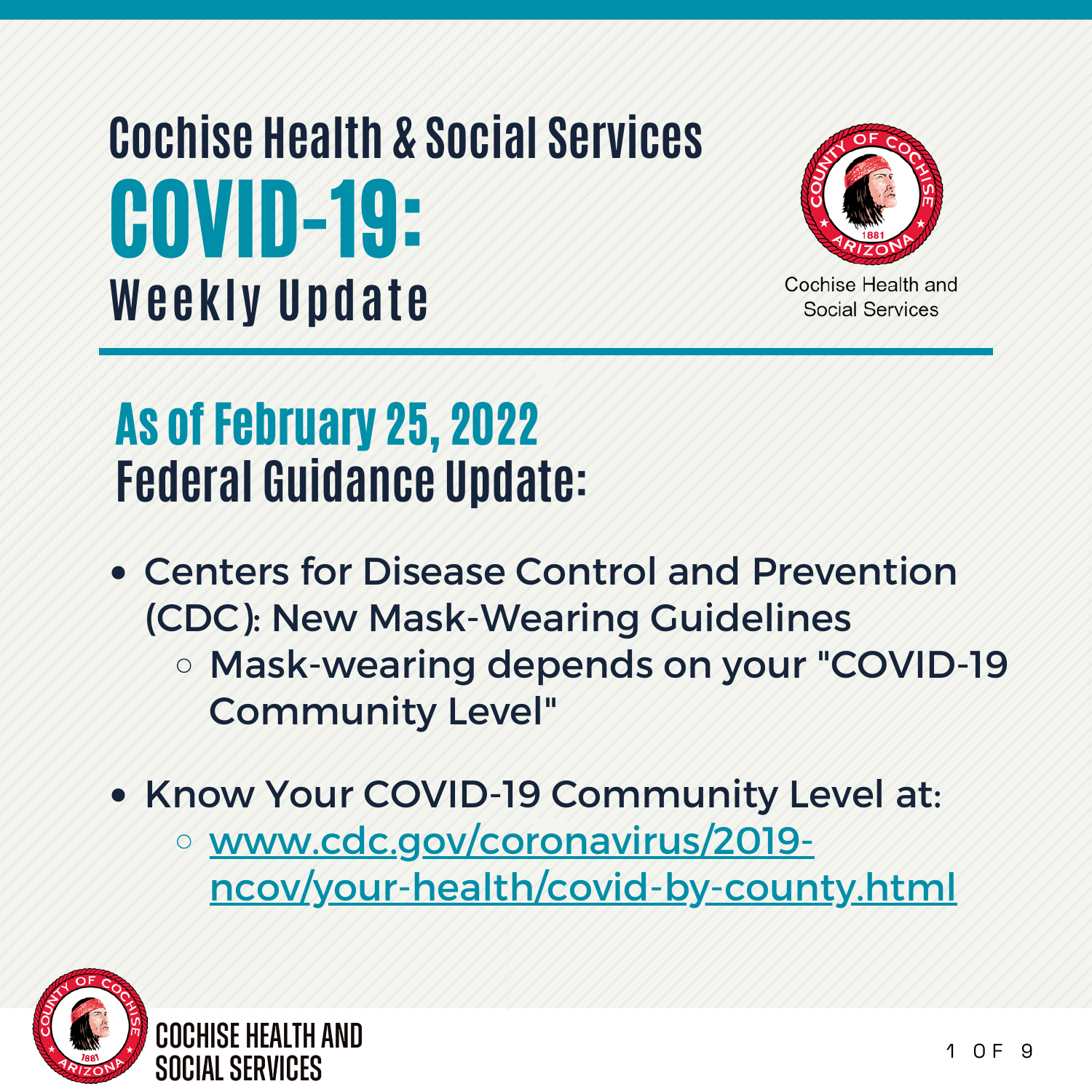# Cochise Health & Social Services
# COVID-19:
## Weekly Update

Cochise Health and Social Services

## As of February 25, 2022
## Federal Guidance Update:

- Centers for Disease Control and Prevention (CDC): New Mask-Wearing Guidelines
  - Mask-wearing depends on your "COVID-19 Community Level"

- Know Your COVID-19 Community Level at:
  - www.cdc.gov/coronavirus/2019-ncov/your-health/covid-by-county.html

COCHISE HEALTH AND SOCIAL SERVICES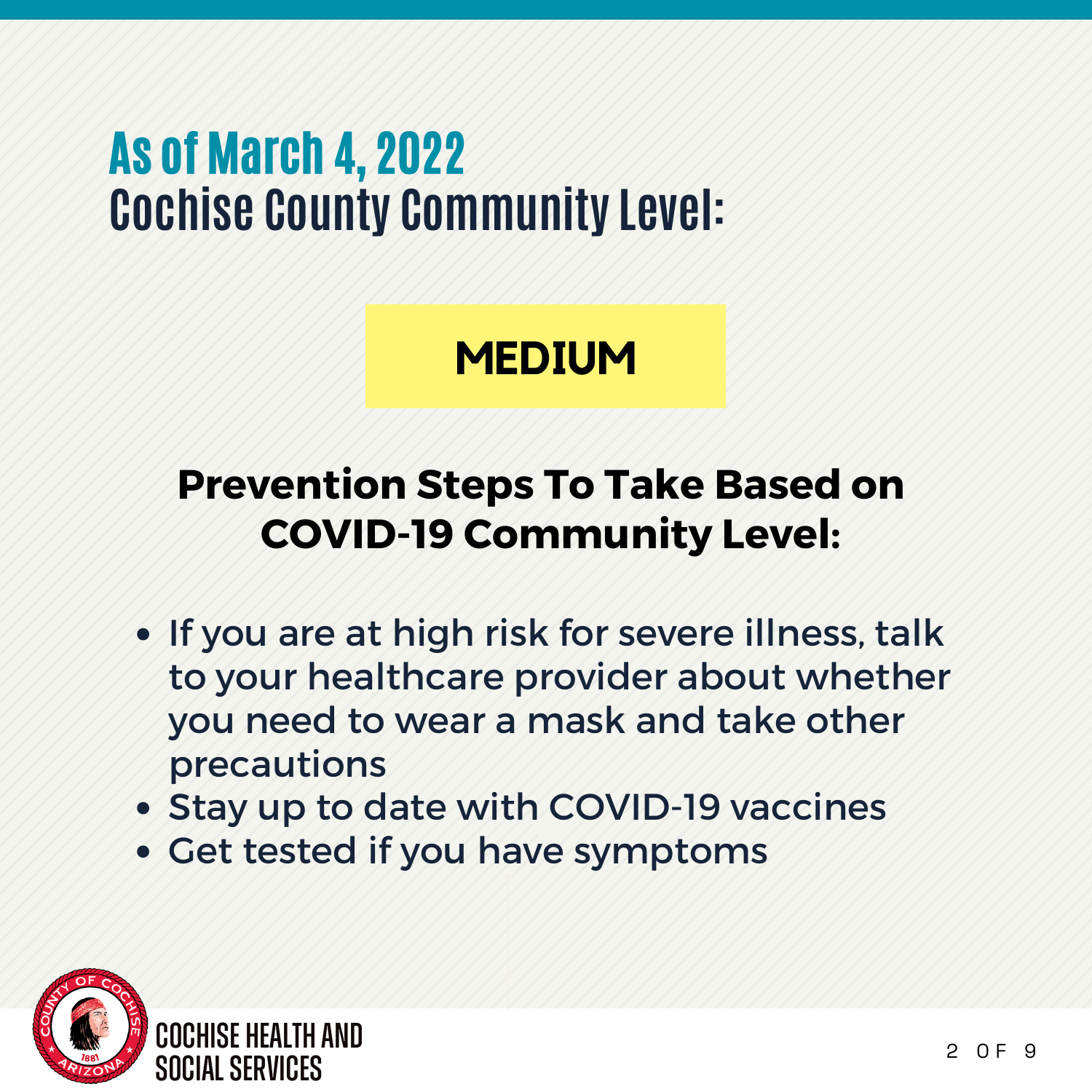# As of March 4, 2022
# Cochise County Community Level:

**MEDIUM**

## Prevention Steps To Take Based on COVID-19 Community Level:

- If you are at high risk for severe illness, talk to your healthcare provider about whether you need to wear a mask and take other precautions
- Stay up to date with COVID-19 vaccines
- Get tested if you have symptoms

COCHISE HEALTH AND SOCIAL SERVICES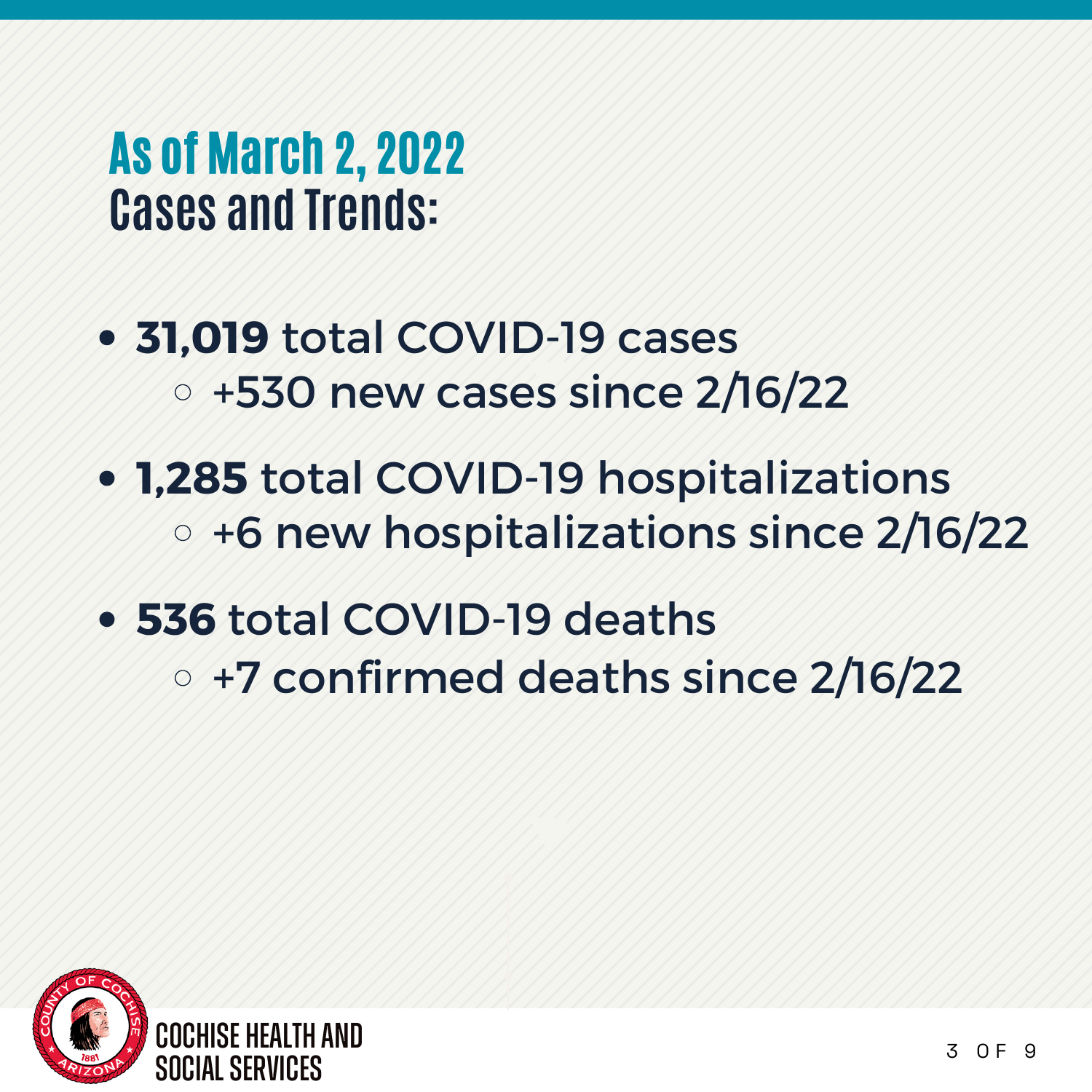# As of March 2, 2022

## Cases and Trends:

- **31,019** total COVID-19 cases
  - +530 new cases since 2/16/22
- **1,285** total COVID-19 hospitalizations
  - +6 new hospitalizations since 2/16/22
- **536** total COVID-19 deaths
  - +7 confirmed deaths since 2/16/22

COCHISE HEALTH AND SOCIAL SERVICES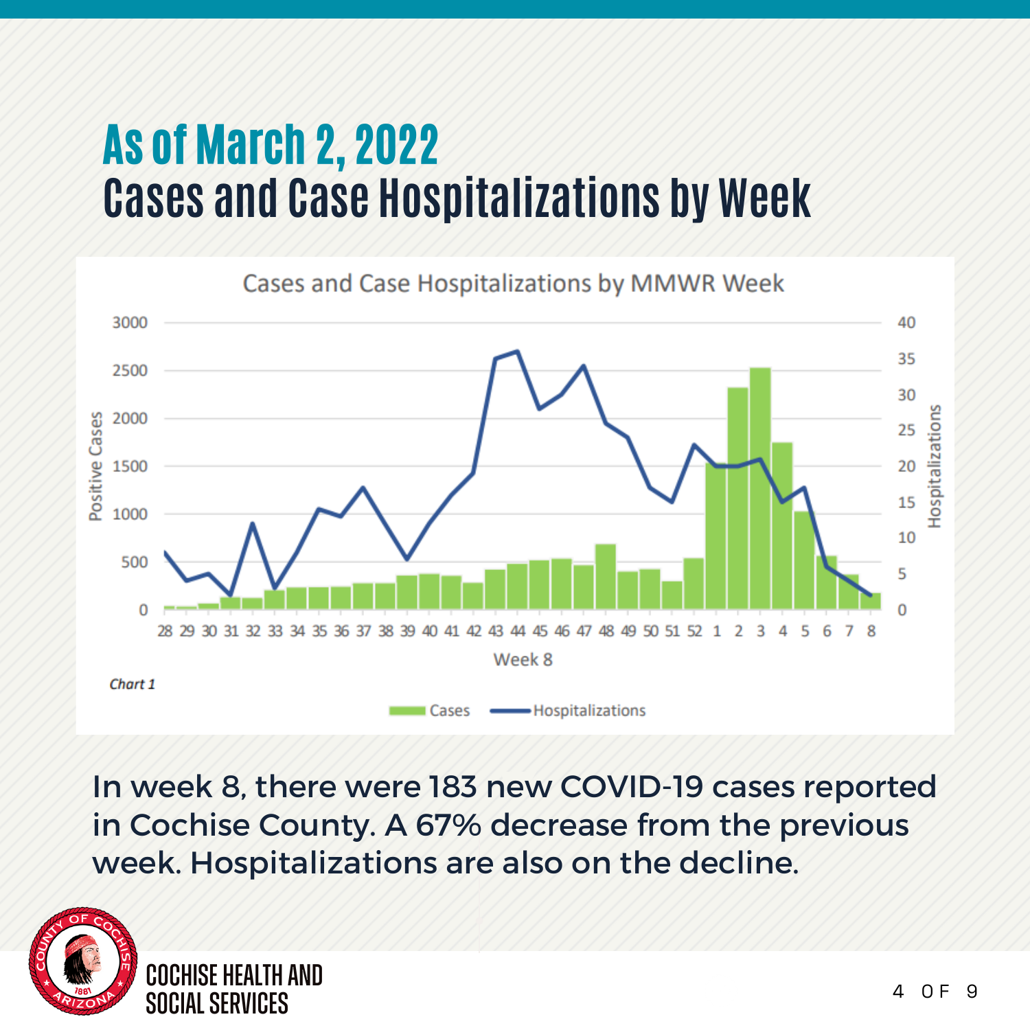# As of March 2, 2022

## Cases and Case Hospitalizations by Week

Cases and Case Hospitalizations by MMWR Week

Chart 1

In week 8, there were 183 new COVID-19 cases reported in Cochise County. A 67% decrease from the previous week. Hospitalizations are also on the decline.

COCHISE HEALTH AND SOCIAL SERVICES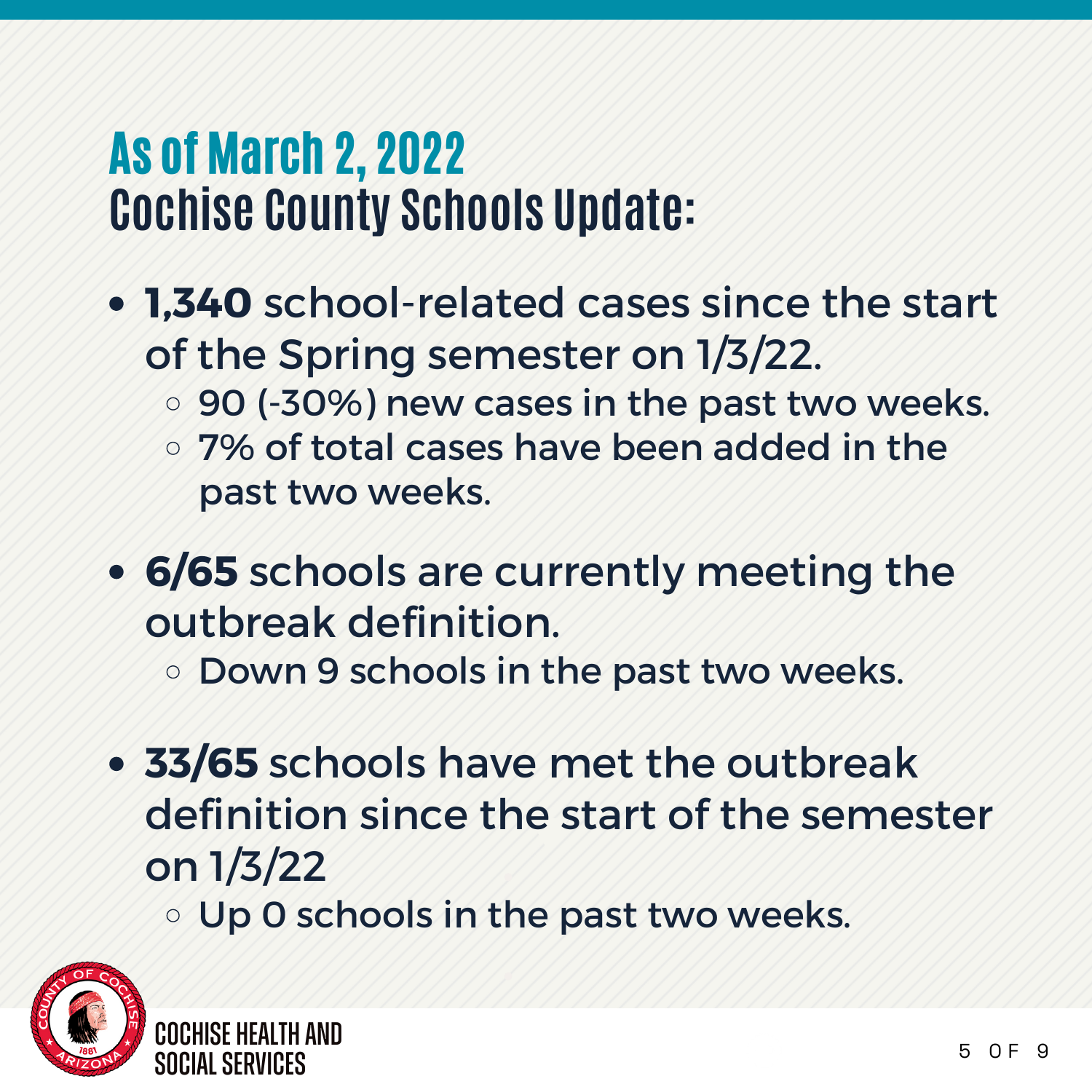# As of March 2, 2022
# Cochise County Schools Update:

- **1,340** school-related cases since the start of the Spring semester on 1/3/22.
  - 90 (-30%) new cases in the past two weeks.
  - 7% of total cases have been added in the past two weeks.
- **6/65** schools are currently meeting the outbreak definition.
  - Down 9 schools in the past two weeks.
- **33/65** schools have met the outbreak definition since the start of the semester on 1/3/22
  - Up 0 schools in the past two weeks.

COCHISE HEALTH AND SOCIAL SERVICES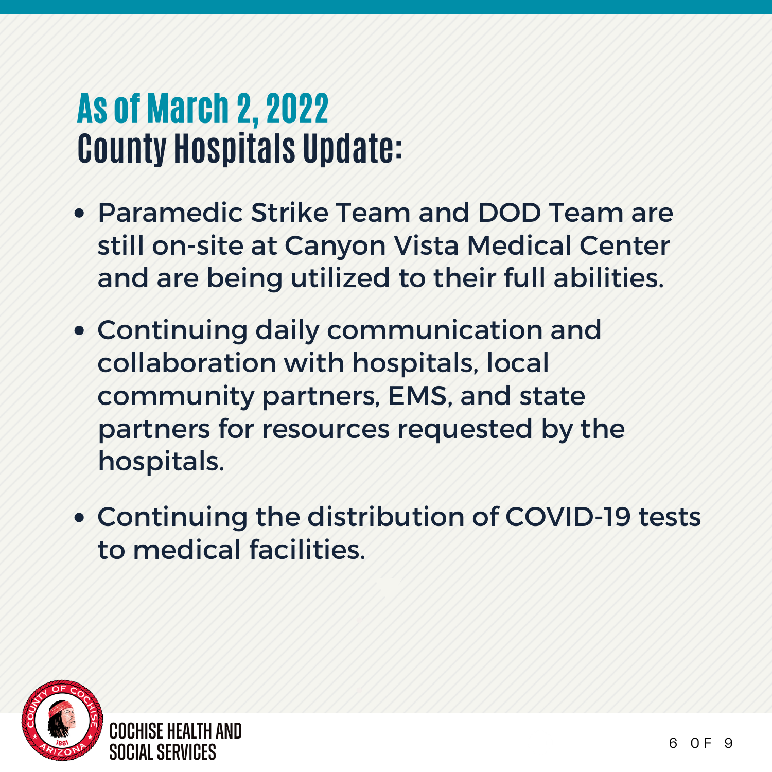# As of March 2, 2022
## County Hospitals Update:

- Paramedic Strike Team and DOD Team are still on-site at Canyon Vista Medical Center and are being utilized to their full abilities.
- Continuing daily communication and collaboration with hospitals, local community partners, EMS, and state partners for resources requested by the hospitals.
- Continuing the distribution of COVID-19 tests to medical facilities.

COCHISE HEALTH AND SOCIAL SERVICES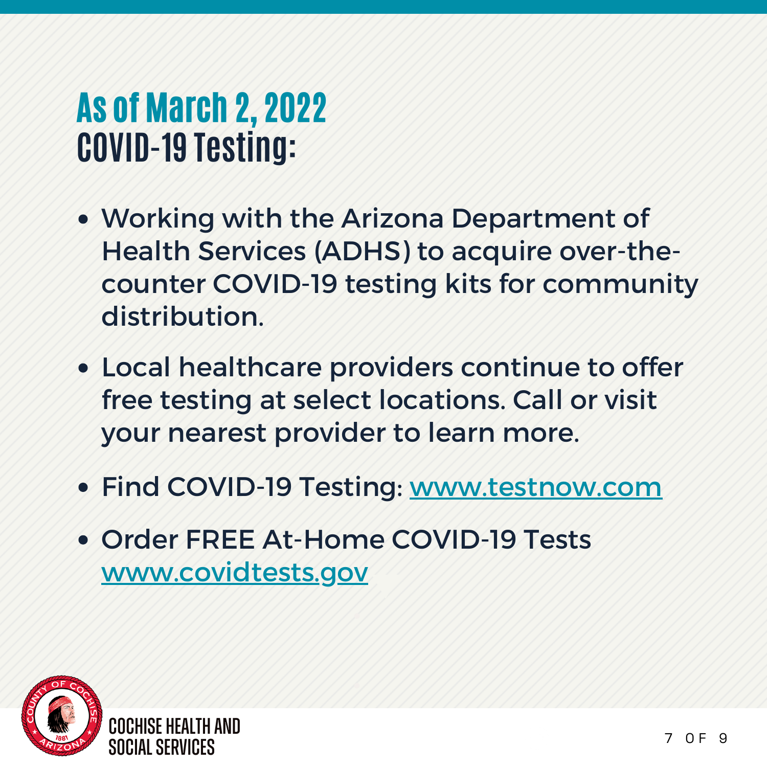# As of March 2, 2022
# COVID-19 Testing:

- Working with the Arizona Department of Health Services (ADHS) to acquire over-the-counter COVID-19 testing kits for community distribution.
- Local healthcare providers continue to offer free testing at select locations. Call or visit your nearest provider to learn more.
- Find COVID-19 Testing: [www.testnow.com](http://www.testnow.com)
- Order FREE At-Home COVID-19 Tests [www.covidtests.gov](http://www.covidtests.gov)

COCHISE HEALTH AND SOCIAL SERVICES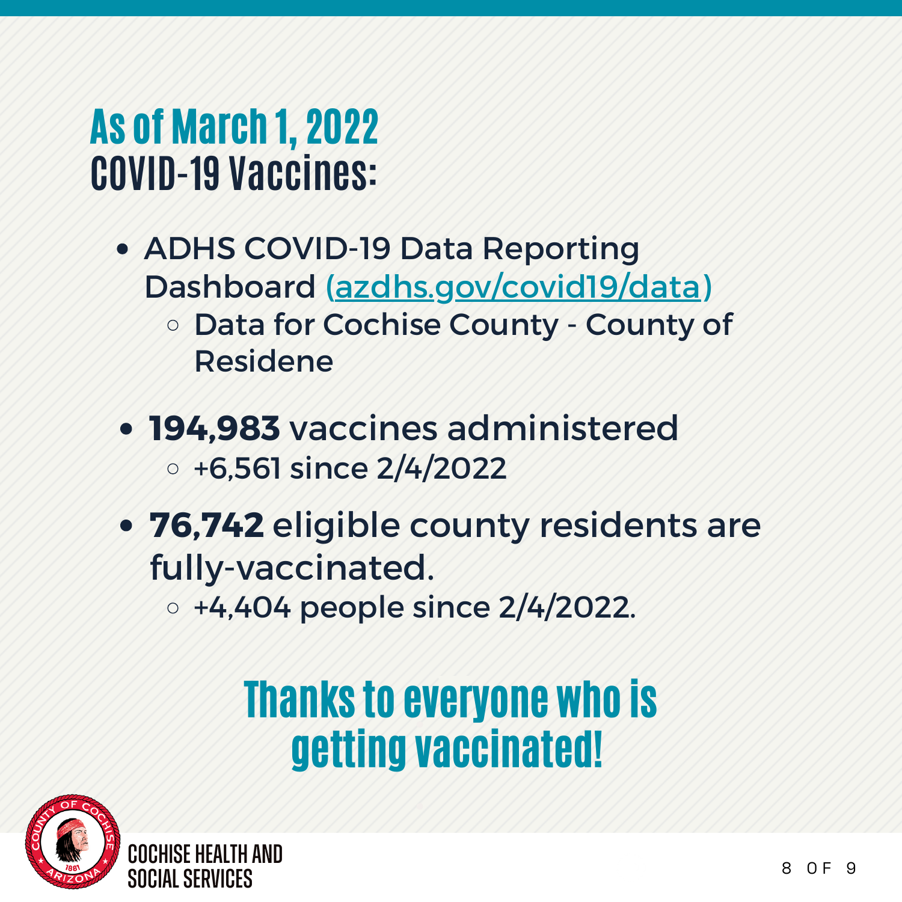# As of March 1, 2022
## COVID-19 Vaccines:

- ADHS COVID-19 Data Reporting Dashboard (azdhs.gov/covid19/data)
  - Data for Cochise County - County of Residene
- **194,983** vaccines administered
  - +6,561 since 2/4/2022
- **76,742** eligible county residents are fully-vaccinated.
  - +4,404 people since 2/4/2022.

## Thanks to everyone who is getting vaccinated!

COCHISE HEALTH AND SOCIAL SERVICES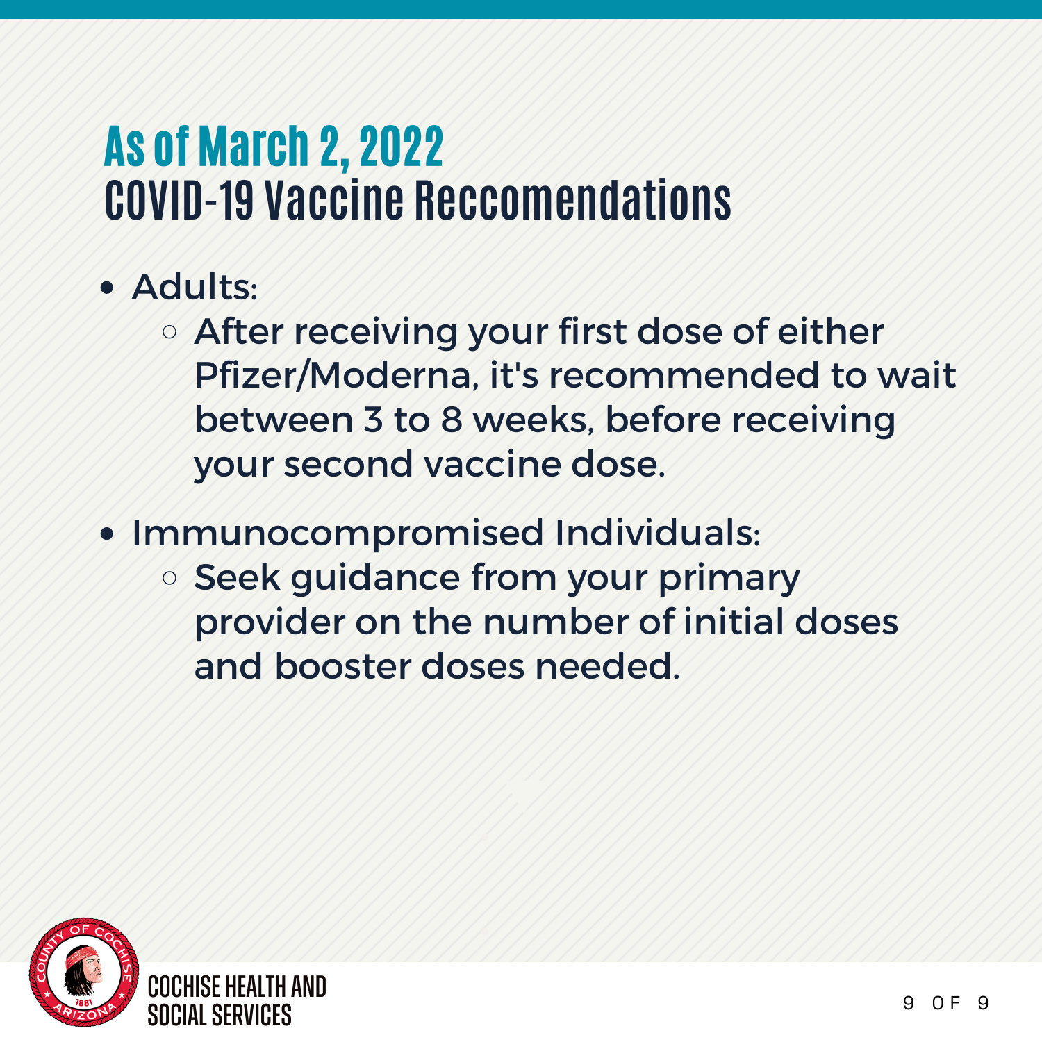# As of March 2, 2022
# COVID-19 Vaccine Reccomendations

- Adults:
  - After receiving your first dose of either Pfizer/Moderna, it's recommended to wait between 3 to 8 weeks, before receiving your second vaccine dose.
- Immunocompromised Individuals:
  - Seek guidance from your primary provider on the number of initial doses and booster doses needed.

COCHISE HEALTH AND SOCIAL SERVICES